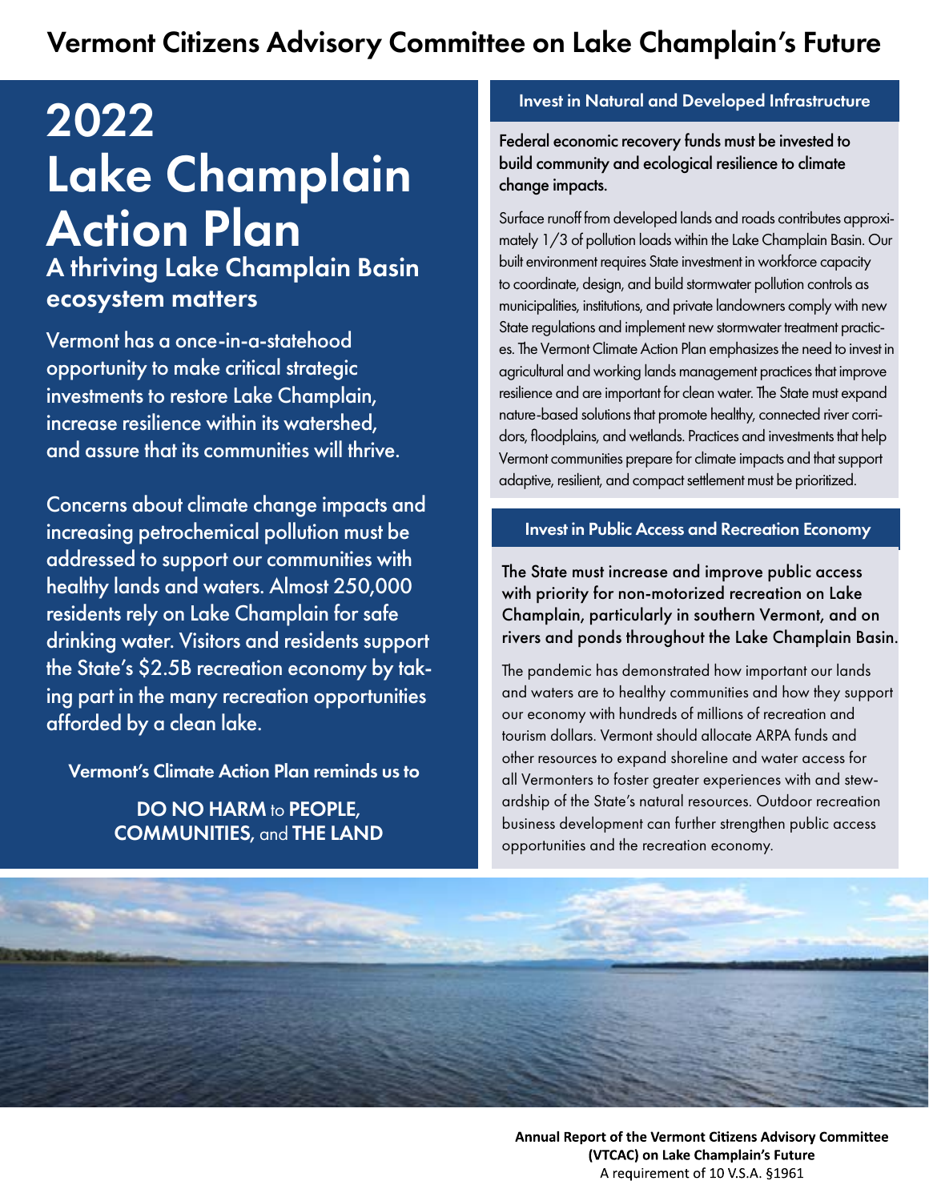# Vermont Citizens Advisory Committee on Lake Champlain's Future

# 2022 Lake Champlain Action Plan

## A thriving Lake Champlain Basin ecosystem matters

Vermont has a once-in-a-statehood opportunity to make critical strategic investments to restore Lake Champlain, increase resilience within its watershed, and assure that its communities will thrive.

Concerns about climate change impacts and increasing petrochemical pollution must be addressed to support our communities with healthy lands and waters. Almost 250,000 residents rely on Lake Champlain for safe drinking water. Visitors and residents support the State's $2.5B recreation economy by taking part in the many recreation opportunities afforded by a clean lake.

**Vermont's Climate Action Plan reminds us to**

**DO NO HARM** to **PEOPLE, COMMUNITIES**, and **THE LAND**

### Invest in Natural and Developed Infrastructure

**Federal economic recovery funds must be invested to build community and ecological resilience to climate change impacts.**

Surface runoff from developed lands and roads contributes approximately 1/3 of pollution loads within the Lake Champlain Basin. Our built environment requires State investment in workforce capacity to coordinate, design, and build stormwater pollution controls as municipalities, institutions, and private landowners comply with new State regulations and implement new stormwater treatment practices. The Vermont Climate Action Plan emphasizes the need to invest in agricultural and working lands management practices that improve resilience and are important for clean water. The State must expand nature-based solutions that promote healthy, connected river corridors, floodplains, and wetlands. Practices and investments that help Vermont communities prepare for climate impacts and that support adaptive, resilient, and compact settlement must be prioritized.

### Invest in Public Access and Recreation Economy

**The State must increase and improve public access with priority for non-motorized recreation on Lake Champlain, particularly in southern Vermont, and on rivers and ponds throughout the Lake Champlain Basin.**

The pandemic has demonstrated how important our lands and waters are to healthy communities and how they support our economy with hundreds of millions of recreation and tourism dollars. Vermont should allocate ARPA funds and other resources to expand shoreline and water access for all Vermonters to foster greater experiences with and stewardship of the State's natural resources. Outdoor recreation business development can further strengthen public access opportunities and the recreation economy.

**Annual Report of the Vermont Citizens Advisory Committee (VTCAC) on Lake Champlain's Future**
A requirement of 10 V.S.A. §1961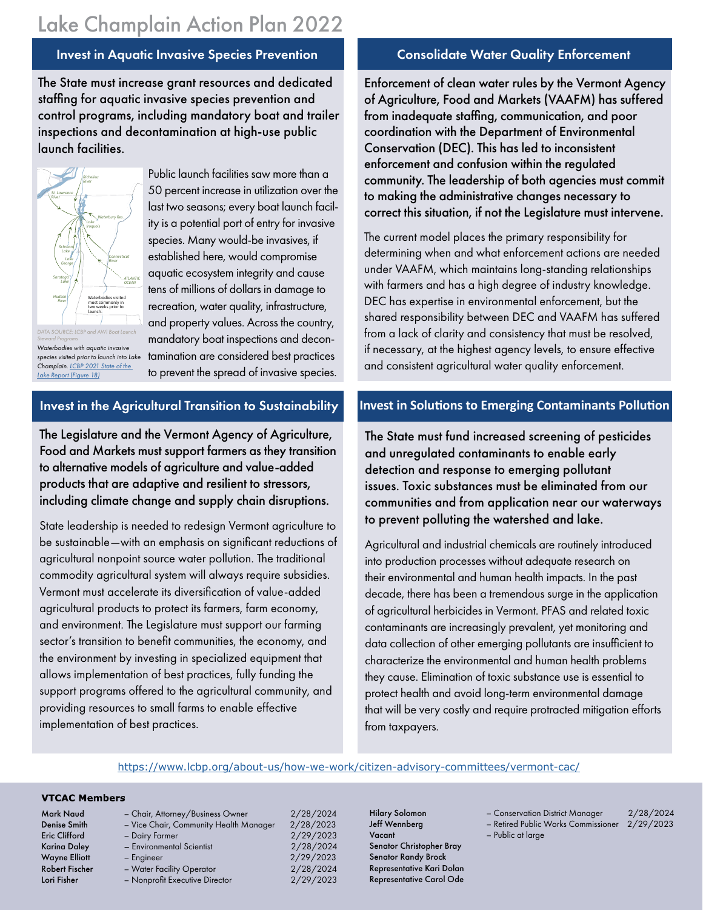# Lake Champlain Action Plan 2022

## Invest in Aquatic Invasive Species Prevention

The State must increase grant resources and dedicated staffing for aquatic invasive species prevention and control programs, including mandatory boat and trailer inspections and decontamination at high-use public launch facilities.

Richelieu River
St. Lawrence River
Waterbury Res.
Lake Iroquois
Schroon Lake
Lake George
Connecticut River
Saratoga Lake
ATLANTIC OCEAN
Hudson River
Waterbodies visited most commonly in two weeks prior to launch.

DATA SOURCE: LCBP and AWI Boat Launch Steward Programs

*Waterbodies with aquatic invasive species visited prior to launch into Lake Champlain. [LCBP 2021 State of the Lake Report (Figure 18)]*

Public launch facilities saw more than a 50 percent increase in utilization over the last two seasons; every boat launch facility is a potential port of entry for invasive species. Many would-be invasives, if established here, would compromise aquatic ecosystem integrity and cause tens of millions of dollars in damage to recreation, water quality, infrastructure, and property values. Across the country, mandatory boat inspections and decontamination are considered best practices to prevent the spread of invasive species.

## Consolidate Water Quality Enforcement

Enforcement of clean water rules by the Vermont Agency of Agriculture, Food and Markets (VAAFM) has suffered from inadequate staffing, communication, and poor coordination with the Department of Environmental Conservation (DEC). This has led to inconsistent enforcement and confusion within the regulated community. The leadership of both agencies must commit to making the administrative changes necessary to correct this situation, if not the Legislature must intervene.

The current model places the primary responsibility for determining when and what enforcement actions are needed under VAAFM, which maintains long-standing relationships with farmers and has a high degree of industry knowledge. DEC has expertise in environmental enforcement, but the shared responsibility between DEC and VAAFM has suffered from a lack of clarity and consistency that must be resolved, if necessary, at the highest agency levels, to ensure effective and consistent agricultural water quality enforcement.

## Invest in the Agricultural Transition to Sustainability

The Legislature and the Vermont Agency of Agriculture, Food and Markets must support farmers as they transition to alternative models of agriculture and value-added products that are adaptive and resilient to stressors, including climate change and supply chain disruptions.

State leadership is needed to redesign Vermont agriculture to be sustainable—with an emphasis on significant reductions of agricultural nonpoint source water pollution. The traditional commodity agricultural system will always require subsidies. Vermont must accelerate its diversification of value-added agricultural products to protect its farmers, farm economy, and environment. The Legislature must support our farming sector's transition to benefit communities, the economy, and the environment by investing in specialized equipment that allows implementation of best practices, fully funding the support programs offered to the agricultural community, and providing resources to small farms to enable effective implementation of best practices.

## Invest in Solutions to Emerging Contaminants Pollution

The State must fund increased screening of pesticides and unregulated contaminants to enable early detection and response to emerging pollutant issues. Toxic substances must be eliminated from our communities and from application near our waterways to prevent polluting the watershed and lake.

Agricultural and industrial chemicals are routinely introduced into production processes without adequate research on their environmental and human health impacts. In the past decade, there has been a tremendous surge in the application of agricultural herbicides in Vermont. PFAS and related toxic contaminants are increasingly prevalent, yet monitoring and data collection of other emerging pollutants are insufficient to characterize the environmental and human health problems they cause. Elimination of toxic substance use is essential to protect health and avoid long-term environmental damage that will be very costly and require protracted mitigation efforts from taxpayers.

https://www.lcbp.org/about-us/how-we-work/citizen-advisory-committees/vermont-cac/

### VTCAC Members

| | | |
|---|---|---|
| Mark Naud | – Chair, Attorney/Business Owner | 2/28/2024 |
| Denise Smith | – Vice Chair, Community Health Manager | 2/28/2023 |
| Eric Clifford | – Dairy Farmer | 2/29/2023 |
| Karina Daley | – Environmental Scientist | 2/28/2024 |
| Wayne Elliott | – Engineer | 2/29/2023 |
| Robert Fischer | – Water Facility Operator | 2/28/2024 |
| Lori Fisher | – Nonprofit Executive Director | 2/29/2023 |
| Hilary Solomon | – Conservation District Manager | 2/28/2024 |
| Jeff Wennberg | – Retired Public Works Commissioner | 2/29/2023 |
| Vacant | – Public at large | |
| Senator Christopher Bray | | |
| Senator Randy Brock | | |
| Representative Kari Dolan | | |
| Representative Carol Ode | | |